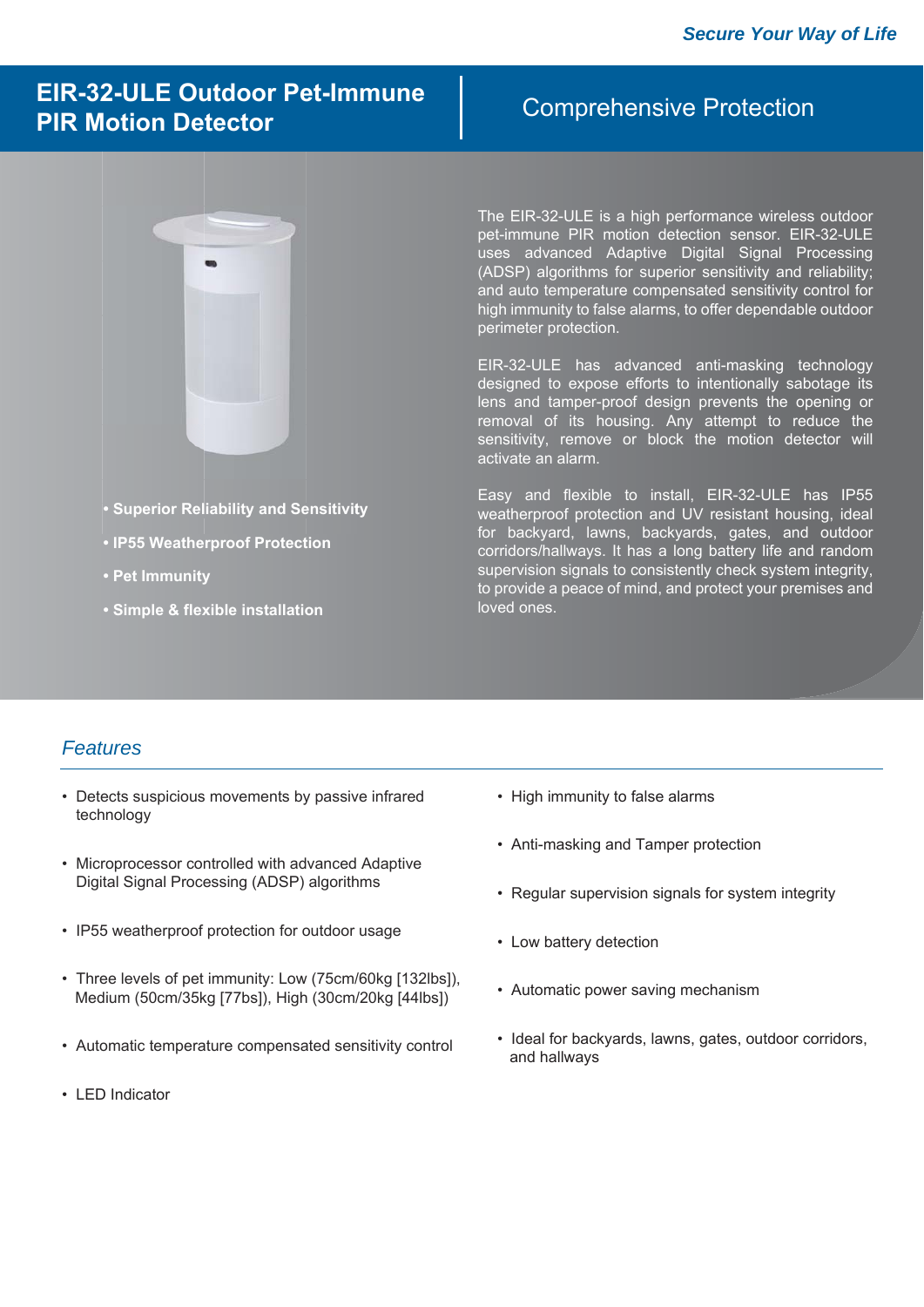Secure Your Way of Life

# EIR-32-ULE Outdoor Pet-Immune PIR Motion Detector

## Comprehensive Protection

- **Superior Reliability and Sensitivity**
- **IP55 Weatherproof Protection**
- **Pet Immunity**
- **Simple & flexible installation**

The EIR-32-ULE is a high performance wireless outdoor pet-immune PIR motion detection sensor. EIR-32-ULE uses advanced Adaptive Digital Signal Processing (ADSP) algorithms for superior sensitivity and reliability; and auto temperature compensated sensitivity control for high immunity to false alarms, to offer dependable outdoor perimeter protection.

EIR-32-ULE has advanced anti-masking technology designed to expose efforts to intentionally sabotage its lens and tamper-proof design prevents the opening or removal of its housing. Any attempt to reduce the sensitivity, remove or block the motion detector will activate an alarm.

Easy and flexible to install, EIR-32-ULE has IP55 weatherproof protection and UV resistant housing, ideal for backyard, lawns, backyards, gates, and outdoor corridors/hallways. It has a long battery life and random supervision signals to consistently check system integrity, to provide a peace of mind, and protect your premises and loved ones.

## *Features*

- Detects suspicious movements by passive infrared technology
- Microprocessor controlled with advanced Adaptive Digital Signal Processing (ADSP) algorithms
- IP55 weatherproof protection for outdoor usage
- Three levels of pet immunity: Low (75cm/60kg [132lbs]), Medium (50cm/35kg [77bs]), High (30cm/20kg [44lbs])
- Automatic temperature compensated sensitivity control
- LED Indicator
- High immunity to false alarms
- Anti-masking and Tamper protection
- Regular supervision signals for system integrity
- Low battery detection
- Automatic power saving mechanism
- Ideal for backyards, lawns, gates, outdoor corridors, and hallways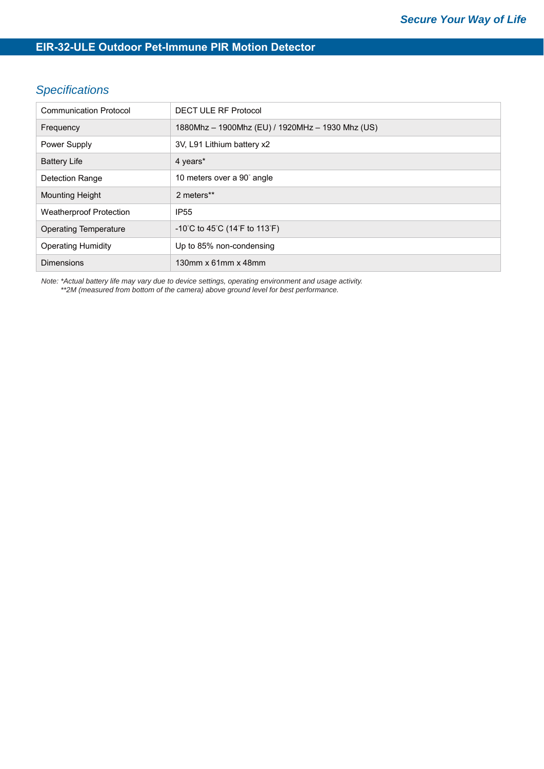# EIR-32-ULE Outdoor Pet-Immune PIR Motion Detector

## *Specifications*

| | |
|---|---|
| Communication Protocol | DECT ULE RF Protocol |
| Frequency | 1880Mhz – 1900Mhz (EU) / 1920MHz – 1930 Mhz (US) |
| Power Supply | 3V, L91 Lithium battery x2 |
| Battery Life | 4 years* |
| Detection Range | 10 meters over a 90° angle |
| Mounting Height | 2 meters** |
| Weatherproof Protection | IP55 |
| Operating Temperature | -10°C to 45°C (14°F to 113°F) |
| Operating Humidity | Up to 85% non-condensing |
| Dimensions | 130mm x 61mm x 48mm |

*Note: *Actual battery life may vary due to device settings, operating environment and usage activity.*
*\**2M (measured from bottom of the camera) above ground level for best performance.*